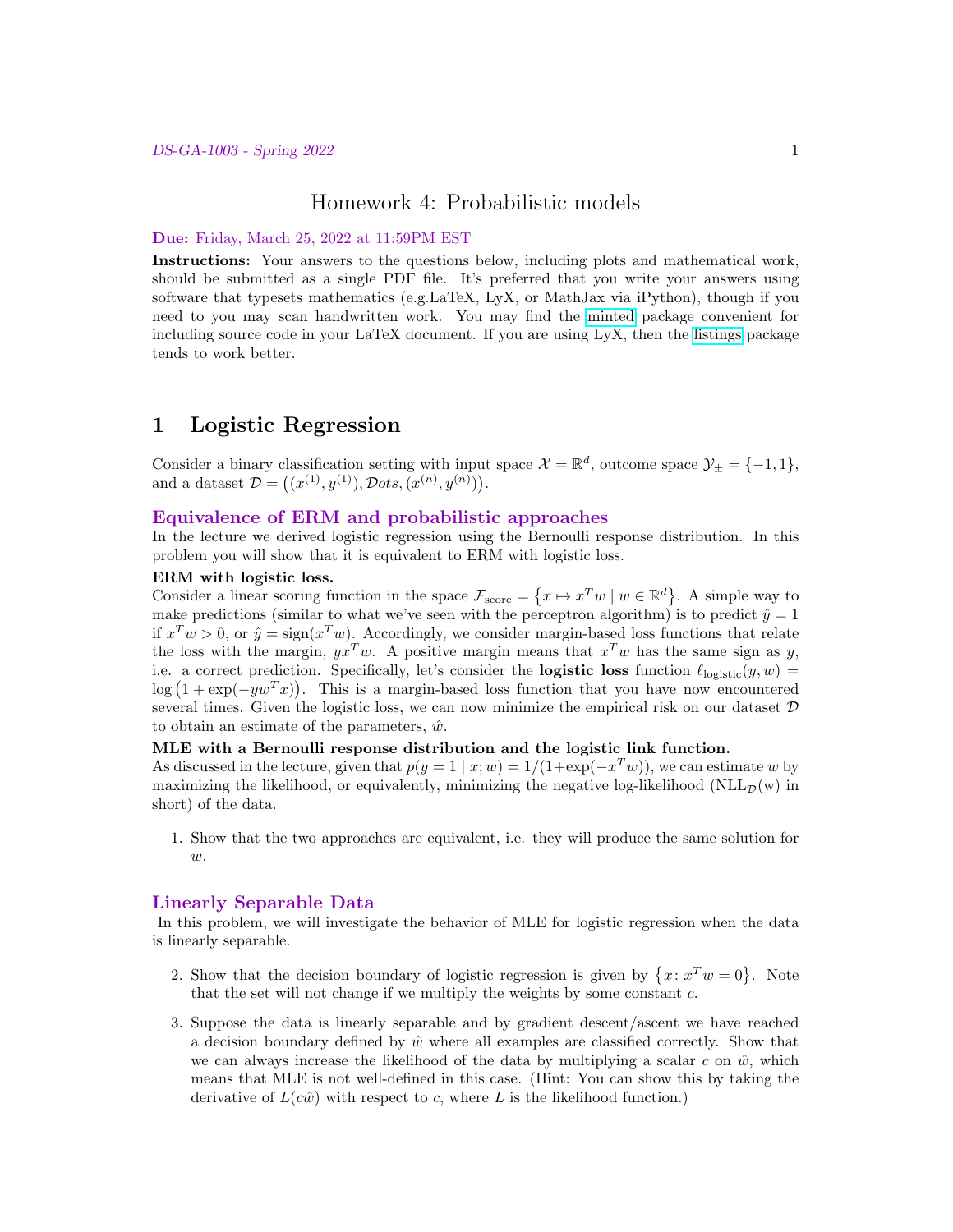# Homework 4: Probabilistic models

**Due:** Friday, March 25, 2022 at 11:59PM EST

**Instructions:** Your answers to the questions below, including plots and mathematical work, should be submitted as a single PDF file. It's preferred that you write your answers using software that typesets mathematics (e.g.LaTeX, LyX, or MathJax via iPython), though if you need to you may scan handwritten work. You may find the minted package convenient for including source code in your LaTeX document. If you are using LyX, then the listings package tends to work better.

---

## 1 Logistic Regression

Consider a binary classification setting with input space $\mathcal{X} = \mathbb{R}^d$, outcome space $\mathcal{Y}_\pm = \{-1, 1\}$, and a dataset $\mathcal{D} = \left((x^{(1)}, y^{(1)}), \mathcal{D}ots, (x^{(n)}, y^{(n)})\right)$.

### Equivalence of ERM and probabilistic approaches

In the lecture we derived logistic regression using the Bernoulli response distribution. In this problem you will show that it is equivalent to ERM with logistic loss.

**ERM with logistic loss.**

Consider a linear scoring function in the space $\mathcal{F}_{\text{score}} = \left\{x \mapsto x^T w \mid w \in \mathbb{R}^d\right\}$. A simple way to make predictions (similar to what we've seen with the perceptron algorithm) is to predict $\hat{y} = 1$ if $x^T w > 0$, or $\hat{y} = \text{sign}(x^T w)$. Accordingly, we consider margin-based loss functions that relate the loss with the margin, $yx^T w$. A positive margin means that $x^T w$ has the same sign as $y$, i.e. a correct prediction. Specifically, let's consider the **logistic loss** function $\ell_{\text{logistic}}(y, w) = \log\left(1 + \exp(-yw^T x)\right)$. This is a margin-based loss function that you have now encountered several times. Given the logistic loss, we can now minimize the empirical risk on our dataset $\mathcal{D}$ to obtain an estimate of the parameters, $\hat{w}$.

**MLE with a Bernoulli response distribution and the logistic link function.**

As discussed in the lecture, given that $p(y = 1 \mid x; w) = 1/(1+\exp(-x^T w))$, we can estimate $w$ by maximizing the likelihood, or equivalently, minimizing the negative log-likelihood ($\text{NLL}_\mathcal{D}(\text{w})$ in short) of the data.

1. Show that the two approaches are equivalent, i.e. they will produce the same solution for $w$.

### Linearly Separable Data

In this problem, we will investigate the behavior of MLE for logistic regression when the data is linearly separable.

2. Show that the decision boundary of logistic regression is given by $\left\{x \colon x^T w = 0\right\}$. Note that the set will not change if we multiply the weights by some constant $c$.

3. Suppose the data is linearly separable and by gradient descent/ascent we have reached a decision boundary defined by $\hat{w}$ where all examples are classified correctly. Show that we can always increase the likelihood of the data by multiplying a scalar $c$ on $\hat{w}$, which means that MLE is not well-defined in this case. (Hint: You can show this by taking the derivative of $L(c\hat{w})$ with respect to $c$, where $L$ is the likelihood function.)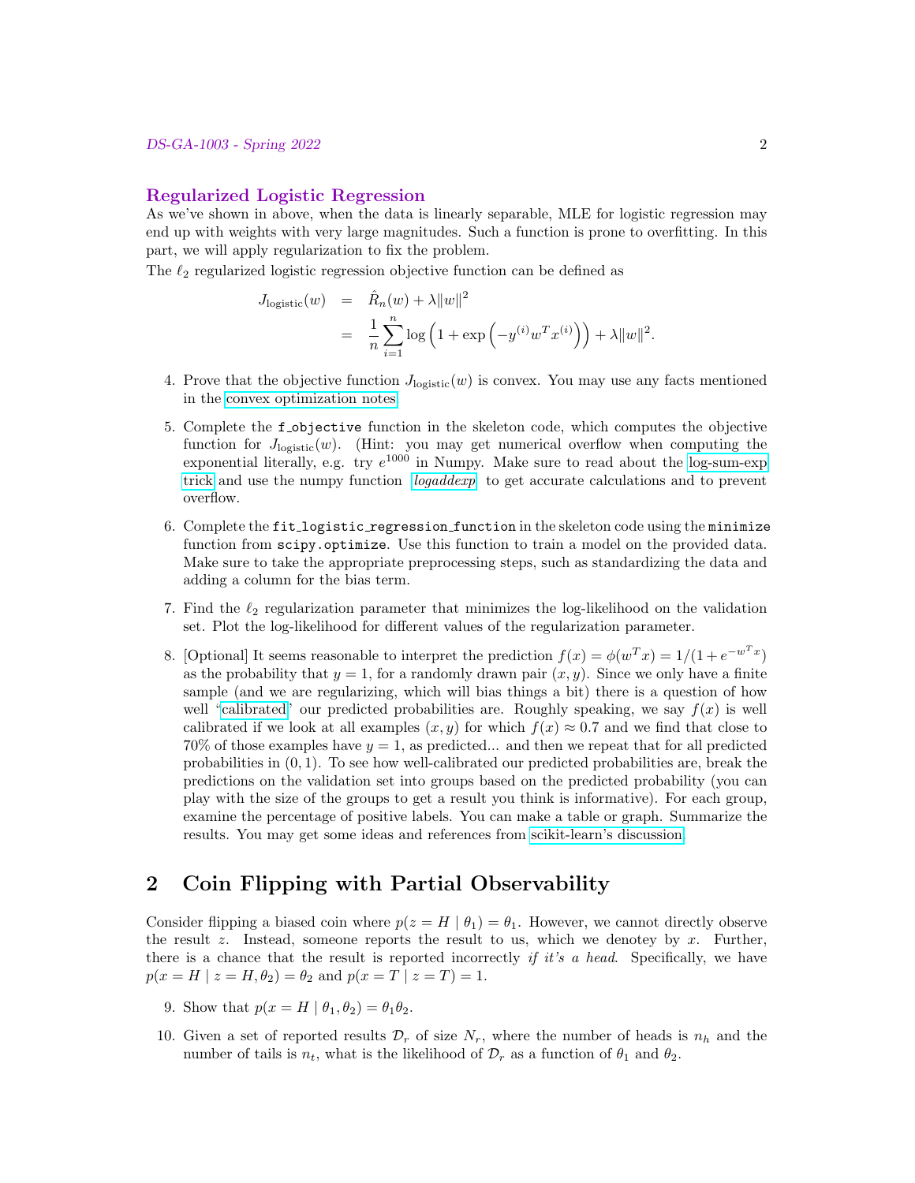## Regularized Logistic Regression

As we've shown in above, when the data is linearly separable, MLE for logistic regression may end up with weights with very large magnitudes. Such a function is prone to overfitting. In this part, we will apply regularization to fix the problem.

The $\ell_2$ regularized logistic regression objective function can be defined as

$$
\begin{aligned}
J_{\text{logistic}}(w) &= \hat{R}_n(w) + \lambda \|w\|^2 \\
&= \frac{1}{n} \sum_{i=1}^{n} \log\left(1 + \exp\left(-y^{(i)} w^T x^{(i)}\right)\right) + \lambda \|w\|^2.
\end{aligned}
$$

4. Prove that the objective function $J_{\text{logistic}}(w)$ is convex. You may use any facts mentioned in the convex optimization notes.

5. Complete the `f_objective` function in the skeleton code, which computes the objective function for $J_{\text{logistic}}(w)$. (Hint: you may get numerical overflow when computing the exponential literally, e.g. try $e^{1000}$ in Numpy. Make sure to read about the log-sum-exp trick and use the numpy function *logaddexp* to get accurate calculations and to prevent overflow.

6. Complete the `fit_logistic_regression_function` in the skeleton code using the `minimize` function from `scipy.optimize`. Use this function to train a model on the provided data. Make sure to take the appropriate preprocessing steps, such as standardizing the data and adding a column for the bias term.

7. Find the $\ell_2$ regularization parameter that minimizes the log-likelihood on the validation set. Plot the log-likelihood for different values of the regularization parameter.

8. [Optional] It seems reasonable to interpret the prediction $f(x) = \phi(w^T x) = 1/(1 + e^{-w^T x})$ as the probability that $y = 1$, for a randomly drawn pair $(x, y)$. Since we only have a finite sample (and we are regularizing, which will bias things a bit) there is a question of how well 'calibrated' our predicted probabilities are. Roughly speaking, we say $f(x)$ is well calibrated if we look at all examples $(x, y)$ for which $f(x) \approx 0.7$ and we find that close to 70% of those examples have $y = 1$, as predicted... and then we repeat that for all predicted probabilities in $(0, 1)$. To see how well-calibrated our predicted probabilities are, break the predictions on the validation set into groups based on the predicted probability (you can play with the size of the groups to get a result you think is informative). For each group, examine the percentage of positive labels. You can make a table or graph. Summarize the results. You may get some ideas and references from scikit-learn's discussion.

# 2 Coin Flipping with Partial Observability

Consider flipping a biased coin where $p(z = H \mid \theta_1) = \theta_1$. However, we cannot directly observe the result $z$. Instead, someone reports the result to us, which we denotey by $x$. Further, there is a chance that the result is reported incorrectly *if it's a head*. Specifically, we have $p(x = H \mid z = H, \theta_2) = \theta_2$ and $p(x = T \mid z = T) = 1$.

9. Show that $p(x = H \mid \theta_1, \theta_2) = \theta_1 \theta_2$.

10. Given a set of reported results $\mathcal{D}_r$ of size $N_r$, where the number of heads is $n_h$ and the number of tails is $n_t$, what is the likelihood of $\mathcal{D}_r$ as a function of $\theta_1$ and $\theta_2$.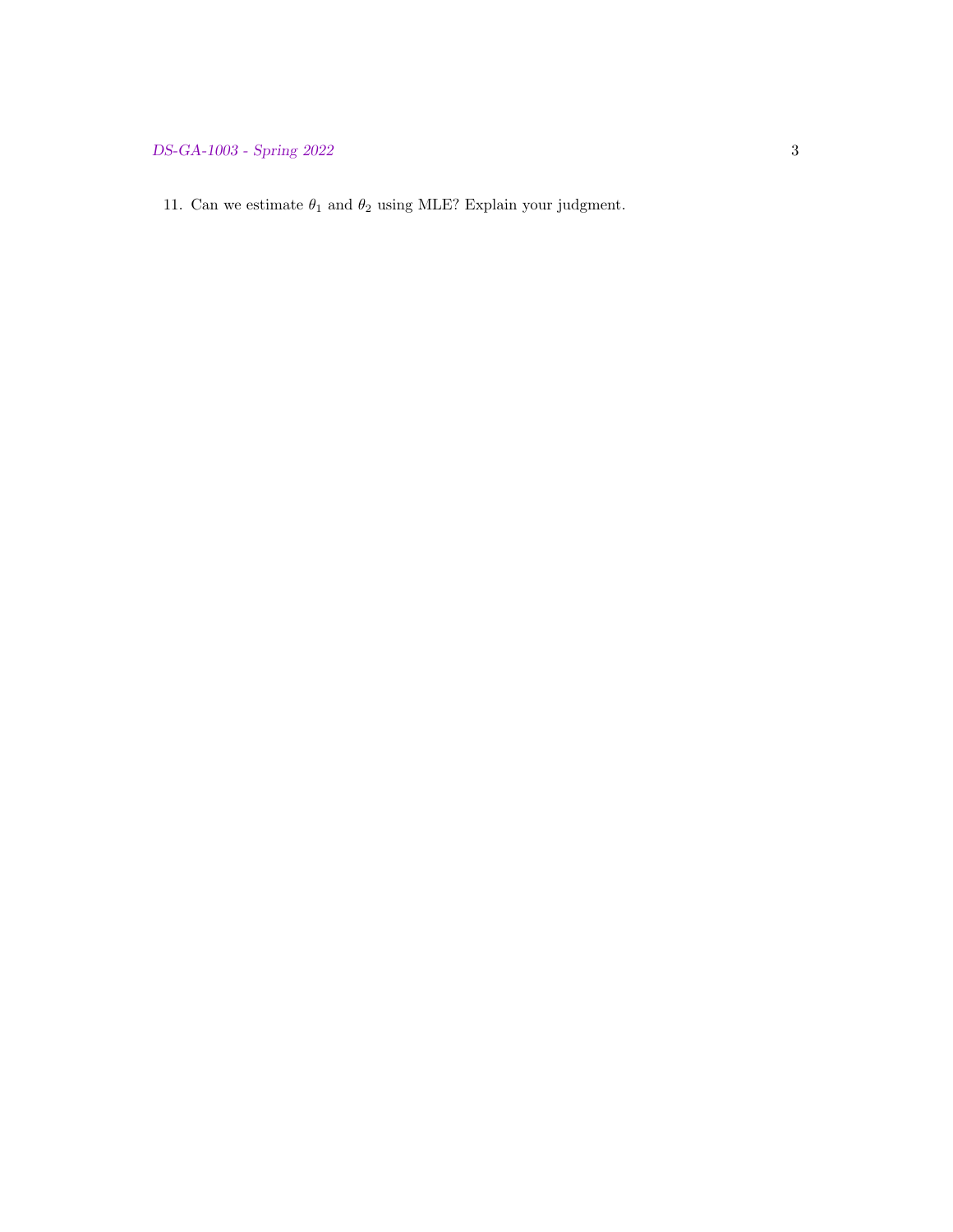11. Can we estimate $\theta_1$ and $\theta_2$ using MLE? Explain your judgment.